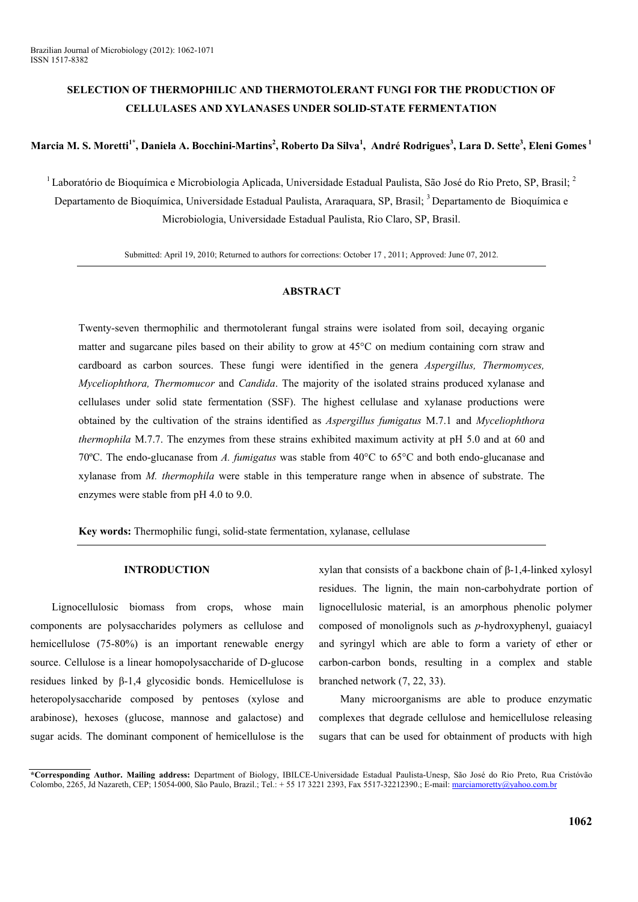# SELECTION OF THERMOPHILIC AND THERMOTOLERANT FUNGI FOR THE PRODUCTION OF CELLULASES AND XYLANASES UNDER SOLID-STATE FERMENTATION

**Marcia M. S. Moretti[1*], Daniela A. Bocchini-Martins[2], Roberto Da Silva[1], André Rodrigues[3], Lara D. Sette[3], Eleni Gomes[1]**

[1] Laboratório de Bioquímica e Microbiologia Aplicada, Universidade Estadual Paulista, São José do Rio Preto, SP, Brasil; [2] Departamento de Bioquímica, Universidade Estadual Paulista, Araraquara, SP, Brasil; [3] Departamento de Bioquímica e Microbiologia, Universidade Estadual Paulista, Rio Claro, SP, Brasil.

Submitted: April 19, 2010; Returned to authors for corrections: October 17 , 2011; Approved: June 07, 2012.

## ABSTRACT

Twenty-seven thermophilic and thermotolerant fungal strains were isolated from soil, decaying organic matter and sugarcane piles based on their ability to grow at 45°C on medium containing corn straw and cardboard as carbon sources. These fungi were identified in the genera *Aspergillus, Thermomyces, Myceliophthora, Thermomucor* and *Candida*. The majority of the isolated strains produced xylanase and cellulases under solid state fermentation (SSF). The highest cellulase and xylanase productions were obtained by the cultivation of the strains identified as *Aspergillus fumigatus* M.7.1 and *Myceliophthora thermophila* M.7.7. The enzymes from these strains exhibited maximum activity at pH 5.0 and at 60 and 70ºC. The endo-glucanase from *A. fumigatus* was stable from 40°C to 65°C and both endo-glucanase and xylanase from *M. thermophila* were stable in this temperature range when in absence of substrate. The enzymes were stable from pH 4.0 to 9.0.

**Key words:** Thermophilic fungi, solid-state fermentation, xylanase, cellulase

## INTRODUCTION

Lignocellulosic biomass from crops, whose main components are polysaccharides polymers as cellulose and hemicellulose (75-80%) is an important renewable energy source. Cellulose is a linear homopolysaccharide of D-glucose residues linked by β-1,4 glycosidic bonds. Hemicellulose is heteropolysaccharide composed by pentoses (xylose and arabinose), hexoses (glucose, mannose and galactose) and sugar acids. The dominant component of hemicellulose is the xylan that consists of a backbone chain of β-1,4-linked xylosyl residues. The lignin, the main non-carbohydrate portion of lignocellulosic material, is an amorphous phenolic polymer composed of monolignols such as *p*-hydroxyphenyl, guaiacyl and syringyl which are able to form a variety of ether or carbon-carbon bonds, resulting in a complex and stable branched network (7, 22, 33).

Many microorganisms are able to produce enzymatic complexes that degrade cellulose and hemicellulose releasing sugars that can be used for obtainment of products with high

**\*Corresponding Author. Mailing address:** Department of Biology, IBILCE-Universidade Estadual Paulista-Unesp, São José do Rio Preto, Rua Cristóvão Colombo, 2265, Jd Nazareth, CEP; 15054-000, São Paulo, Brazil.; Tel.: + 55 17 3221 2393, Fax 5517-32212390.; E-mail: marciamoretty@yahoo.com.br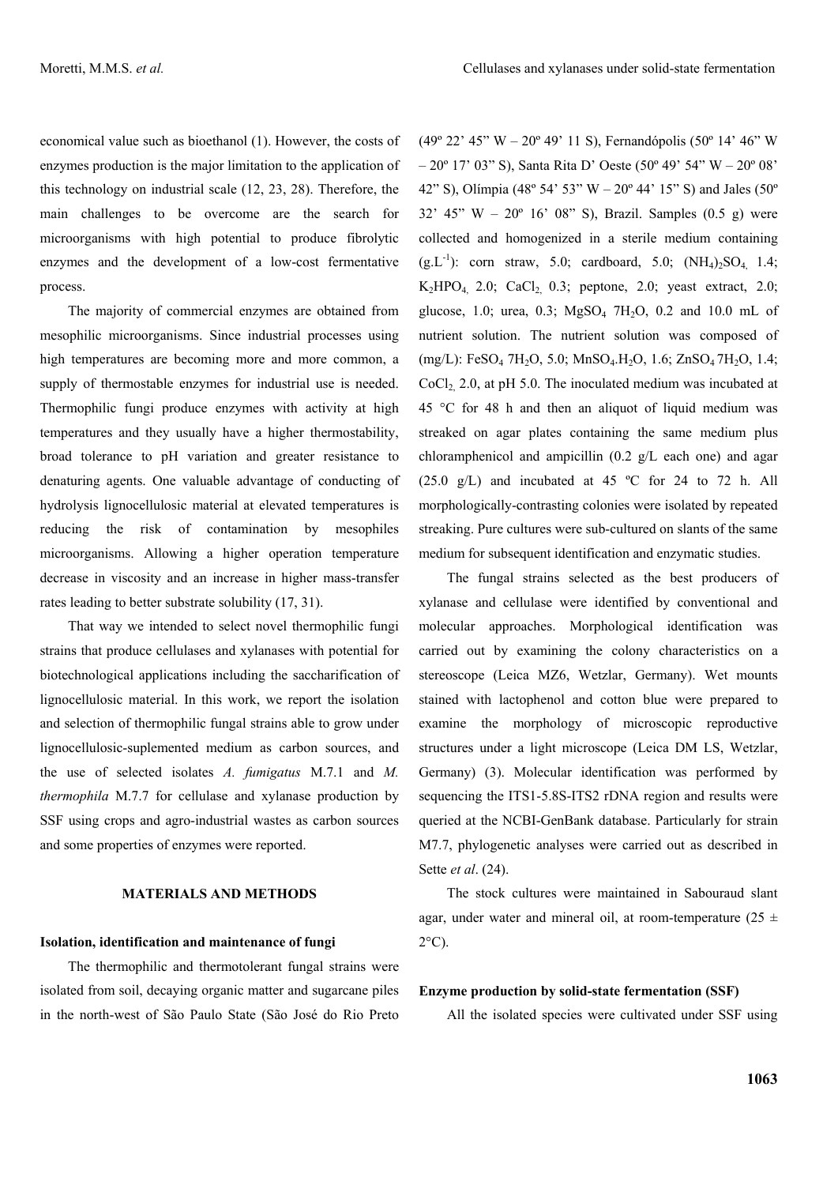economical value such as bioethanol (1). However, the costs of enzymes production is the major limitation to the application of this technology on industrial scale (12, 23, 28). Therefore, the main challenges to be overcome are the search for microorganisms with high potential to produce fibrolytic enzymes and the development of a low-cost fermentative process.

The majority of commercial enzymes are obtained from mesophilic microorganisms. Since industrial processes using high temperatures are becoming more and more common, a supply of thermostable enzymes for industrial use is needed. Thermophilic fungi produce enzymes with activity at high temperatures and they usually have a higher thermostability, broad tolerance to pH variation and greater resistance to denaturing agents. One valuable advantage of conducting of hydrolysis lignocellulosic material at elevated temperatures is reducing the risk of contamination by mesophiles microorganisms. Allowing a higher operation temperature decrease in viscosity and an increase in higher mass-transfer rates leading to better substrate solubility (17, 31).

That way we intended to select novel thermophilic fungi strains that produce cellulases and xylanases with potential for biotechnological applications including the saccharification of lignocellulosic material. In this work, we report the isolation and selection of thermophilic fungal strains able to grow under lignocellulosic-suplemented medium as carbon sources, and the use of selected isolates *A. fumigatus* M.7.1 and *M. thermophila* M.7.7 for cellulase and xylanase production by SSF using crops and agro-industrial wastes as carbon sources and some properties of enzymes were reported.

## MATERIALS AND METHODS

### Isolation, identification and maintenance of fungi

The thermophilic and thermotolerant fungal strains were isolated from soil, decaying organic matter and sugarcane piles in the north-west of São Paulo State (São José do Rio Preto (49º 22' 45" W – 20º 49' 11 S), Fernandópolis (50º 14' 46" W – 20º 17' 03" S), Santa Rita D' Oeste (50º 49' 54" W – 20º 42" S), Olímpia (48º 54' 53" W – 20º 44' 15" S) and Jales (50º 32' 45" W – 20º 16' 08" S), Brazil. Samples (0.5 g) were collected and homogenized in a sterile medium containing ($g.L^{-1}$): corn straw, 5.0; cardboard, 5.0; $(NH_4)_2SO_4$, 1.4; $K_2HPO_4$, 2.0; $CaCl_2$, 0.3; peptone, 2.0; yeast extract, 2.0; glucose, 1.0; urea, 0.3; $MgSO_4$ $7H_2O$, 0.2 and 10.0 mL of nutrient solution. The nutrient solution was composed of (mg/L): $FeSO_4$ $7H_2O$, 5.0; $MnSO_4.H_2O$, 1.6; $ZnSO_4$ $7H_2O$, 1.4; $CoCl_2$, 2.0, at pH 5.0. The inoculated medium was incubated at 45 °C for 48 h and then an aliquot of liquid medium was streaked on agar plates containing the same medium plus chloramphenicol and ampicillin (0.2 g/L each one) and agar (25.0 g/L) and incubated at 45 ºC for 24 to 72 h. All morphologically-contrasting colonies were isolated by repeated streaking. Pure cultures were sub-cultured on slants of the same medium for subsequent identification and enzymatic studies.

The fungal strains selected as the best producers of xylanase and cellulase were identified by conventional and molecular approaches. Morphological identification was carried out by examining the colony characteristics on a stereoscope (Leica MZ6, Wetzlar, Germany). Wet mounts stained with lactophenol and cotton blue were prepared to examine the morphology of microscopic reproductive structures under a light microscope (Leica DM LS, Wetzlar, Germany) (3). Molecular identification was performed by sequencing the ITS1-5.8S-ITS2 rDNA region and results were queried at the NCBI-GenBank database. Particularly for strain M7.7, phylogenetic analyses were carried out as described in Sette *et al*. (24).

The stock cultures were maintained in Sabouraud slant agar, under water and mineral oil, at room-temperature (25 ± 2°C).

### Enzyme production by solid-state fermentation (SSF)

All the isolated species were cultivated under SSF using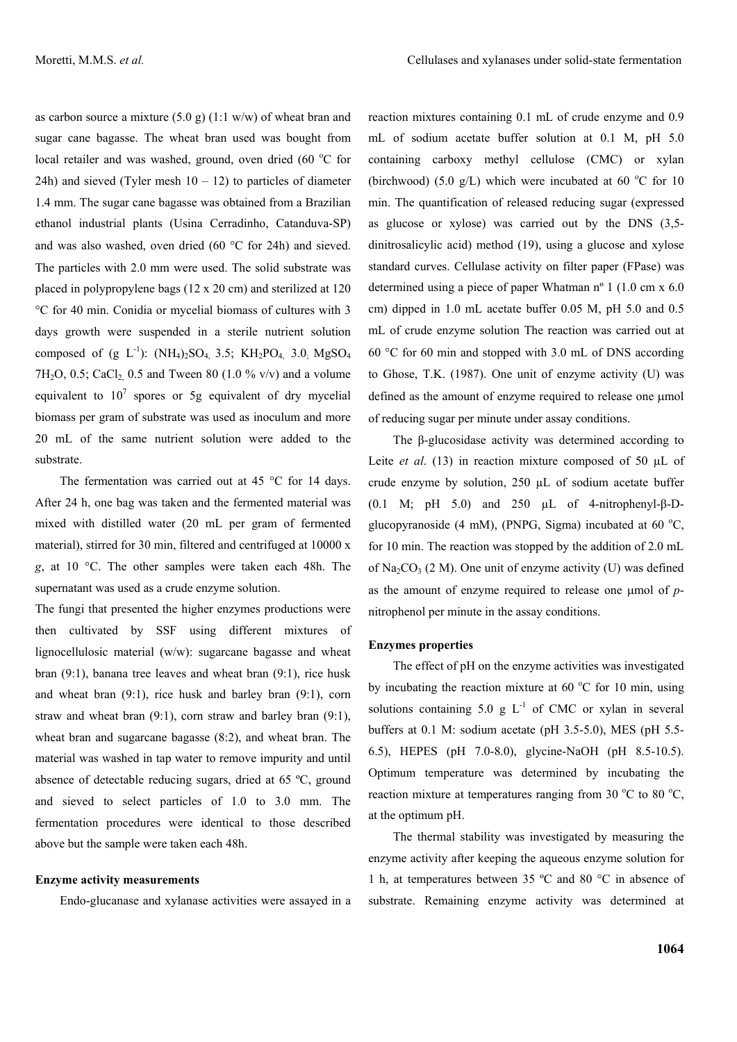as carbon source a mixture (5.0 g) (1:1 w/w) of wheat bran and sugar cane bagasse. The wheat bran used was bought from local retailer and was washed, ground, oven dried (60 °C for 24h) and sieved (Tyler mesh 10 – 12) to particles of diameter 1.4 mm. The sugar cane bagasse was obtained from a Brazilian ethanol industrial plants (Usina Cerradinho, Catanduva-SP) and was also washed, oven dried (60 °C for 24h) and sieved. The particles with 2.0 mm were used. The solid substrate was placed in polypropylene bags (12 x 20 cm) and sterilized at 120 °C for 40 min. Conidia or mycelial biomass of cultures with 3 days growth were suspended in a sterile nutrient solution composed of (g $L^{-1}$): $(NH_4)_2SO_4$, 3.5; $KH_2PO_4$, 3.0; $MgSO_4$ $7H_2O$, 0.5; $CaCl_2$, 0.5 and Tween 80 (1.0 % v/v) and a volume equivalent to $10^7$ spores or 5g equivalent of dry mycelial biomass per gram of substrate was used as inoculum and more 20 mL of the same nutrient solution were added to the substrate.

The fermentation was carried out at 45 °C for 14 days. After 24 h, one bag was taken and the fermented material was mixed with distilled water (20 mL per gram of fermented material), stirred for 30 min, filtered and centrifuged at 10000 x *g*, at 10 °C. The other samples were taken each 48h. The supernatant was used as a crude enzyme solution.

The fungi that presented the higher enzymes productions were then cultivated by SSF using different mixtures of lignocellulosic material (w/w): sugarcane bagasse and wheat bran (9:1), banana tree leaves and wheat bran (9:1), rice husk and wheat bran (9:1), rice husk and barley bran (9:1), corn straw and wheat bran (9:1), corn straw and barley bran (9:1), wheat bran and sugarcane bagasse (8:2), and wheat bran. The material was washed in tap water to remove impurity and until absence of detectable reducing sugars, dried at 65 ºC, ground and sieved to select particles of 1.0 to 3.0 mm. The fermentation procedures were identical to those described above but the sample were taken each 48h.

**Enzyme activity measurements**

Endo-glucanase and xylanase activities were assayed in a reaction mixtures containing 0.1 mL of crude enzyme and 0.9 mL of sodium acetate buffer solution at 0.1 M, pH 5.0 containing carboxy methyl cellulose (CMC) or xylan (birchwood) (5.0 g/L) which were incubated at 60 °C for 10 min. The quantification of released reducing sugar (expressed as glucose or xylose) was carried out by the DNS (3,5-dinitrosalicylic acid) method (19), using a glucose and xylose standard curves. Cellulase activity on filter paper (FPase) was determined using a piece of paper Whatman nº 1 (1.0 cm x 6.0 cm) dipped in 1.0 mL acetate buffer 0.05 M, pH 5.0 and 0.5 mL of crude enzyme solution The reaction was carried out at 60 °C for 60 min and stopped with 3.0 mL of DNS according to Ghose, T.K. (1987). One unit of enzyme activity (U) was defined as the amount of enzyme required to release one μmol of reducing sugar per minute under assay conditions.

The β-glucosidase activity was determined according to Leite *et al*. (13) in reaction mixture composed of 50 μL of crude enzyme by solution, 250 μL of sodium acetate buffer (0.1 M; pH 5.0) and 250 μL of 4-nitrophenyl-β-D-glucopyranoside (4 mM), (PNPG, Sigma) incubated at 60 °C, for 10 min. The reaction was stopped by the addition of 2.0 mL of $Na_2CO_3$ (2 M). One unit of enzyme activity (U) was defined as the amount of enzyme required to release one μmol of *p*-nitrophenol per minute in the assay conditions.

**Enzymes properties**

The effect of pH on the enzyme activities was investigated by incubating the reaction mixture at 60 °C for 10 min, using solutions containing 5.0 g $L^{-1}$ of CMC or xylan in several buffers at 0.1 M: sodium acetate (pH 3.5-5.0), MES (pH 5.5-6.5), HEPES (pH 7.0-8.0), glycine-NaOH (pH 8.5-10.5). Optimum temperature was determined by incubating the reaction mixture at temperatures ranging from 30 °C to 80 °C, at the optimum pH.

The thermal stability was investigated by measuring the enzyme activity after keeping the aqueous enzyme solution for 1 h, at temperatures between 35 ºC and 80 °C in absence of substrate. Remaining enzyme activity was determined at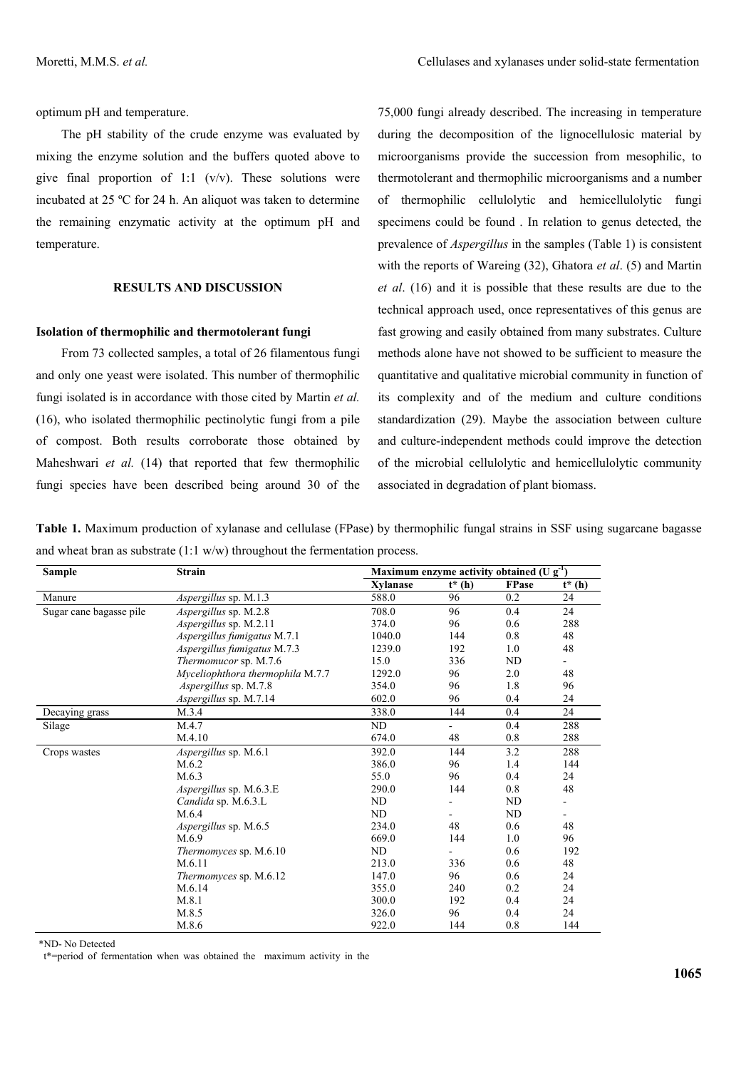optimum pH and temperature.

The pH stability of the crude enzyme was evaluated by mixing the enzyme solution and the buffers quoted above to give final proportion of 1:1 (v/v). These solutions were incubated at 25 ºC for 24 h. An aliquot was taken to determine the remaining enzymatic activity at the optimum pH and temperature.

## RESULTS AND DISCUSSION

### Isolation of thermophilic and thermotolerant fungi

From 73 collected samples, a total of 26 filamentous fungi and only one yeast were isolated. This number of thermophilic fungi isolated is in accordance with those cited by Martin *et al.* (16), who isolated thermophilic pectinolytic fungi from a pile of compost. Both results corroborate those obtained by Maheshwari *et al.* (14) that reported that few thermophilic fungi species have been described being around 30 of the 75,000 fungi already described. The increasing in temperature during the decomposition of the lignocellulosic material by microorganisms provide the succession from mesophilic, to thermotolerant and thermophilic microorganisms and a number of thermophilic cellulolytic and hemicellulolytic fungi specimens could be found . In relation to genus detected, the prevalence of *Aspergillus* in the samples (Table 1) is consistent with the reports of Wareing (32), Ghatora *et al*. (5) and Martin *et al*. (16) and it is possible that these results are due to the technical approach used, once representatives of this genus are fast growing and easily obtained from many substrates. Culture methods alone have not showed to be sufficient to measure the quantitative and qualitative microbial community in function of its complexity and of the medium and culture conditions standardization (29). Maybe the association between culture and culture-independent methods could improve the detection of the microbial cellulolytic and hemicellulolytic community associated in degradation of plant biomass.

**Table 1.** Maximum production of xylanase and cellulase (FPase) by thermophilic fungal strains in SSF using sugarcane bagasse and wheat bran as substrate (1:1 w/w) throughout the fermentation process.

| Sample | Strain | Maximum enzyme activity obtained (U $g^{-1}$) | | | |
|---|---|---|---|---|---|
| | | Xylanase | t* (h) | FPase | t* (h) |
| Manure | *Aspergillus* sp. M.1.3 | 588.0 | 96 | 0.2 | 24 |
| Sugar cane bagasse pile | *Aspergillus* sp. M.2.8 | 708.0 | 96 | 0.4 | 24 |
| | *Aspergillus* sp. M.2.11 | 374.0 | 96 | 0.6 | 288 |
| | *Aspergillus fumigatus* M.7.1 | 1040.0 | 144 | 0.8 | 48 |
| | *Aspergillus fumigatus* M.7.3 | 1239.0 | 192 | 1.0 | 48 |
| | *Thermomucor* sp. M.7.6 | 15.0 | 336 | ND | - |
| | *Myceliophthora thermophila* M.7.7 | 1292.0 | 96 | 2.0 | 48 |
| | *Aspergillus* sp. M.7.8 | 354.0 | 96 | 1.8 | 96 |
| | *Aspergillus* sp. M.7.14 | 602.0 | 96 | 0.4 | 24 |
| Decaying grass | M.3.4 | 338.0 | 144 | 0.4 | 24 |
| Silage | M.4.7 | ND | - | 0.4 | 288 |
| | M.4.10 | 674.0 | 48 | 0.8 | 288 |
| Crops wastes | *Aspergillus* sp. M.6.1 | 392.0 | 144 | 3.2 | 288 |
| | M.6.2 | 386.0 | 96 | 1.4 | 144 |
| | M.6.3 | 55.0 | 96 | 0.4 | 24 |
| | *Aspergillus* sp. M.6.3.E | 290.0 | 144 | 0.8 | 48 |
| | *Candida* sp. M.6.3.L | ND | - | ND | - |
| | M.6.4 | ND | - | ND | - |
| | *Aspergillus* sp. M.6.5 | 234.0 | 48 | 0.6 | 48 |
| | M.6.9 | 669.0 | 144 | 1.0 | 96 |
| | *Thermomyces* sp. M.6.10 | ND | - | 0.6 | 192 |
| | M.6.11 | 213.0 | 336 | 0.6 | 48 |
| | *Thermomyces* sp. M.6.12 | 147.0 | 96 | 0.6 | 24 |
| | M.6.14 | 355.0 | 240 | 0.2 | 24 |
| | M.8.1 | 300.0 | 192 | 0.4 | 24 |
| | M.8.5 | 326.0 | 96 | 0.4 | 24 |
| | M.8.6 | 922.0 | 144 | 0.8 | 144 |

*ND- No Detected

t*=period of fermentation when was obtained the maximum activity in the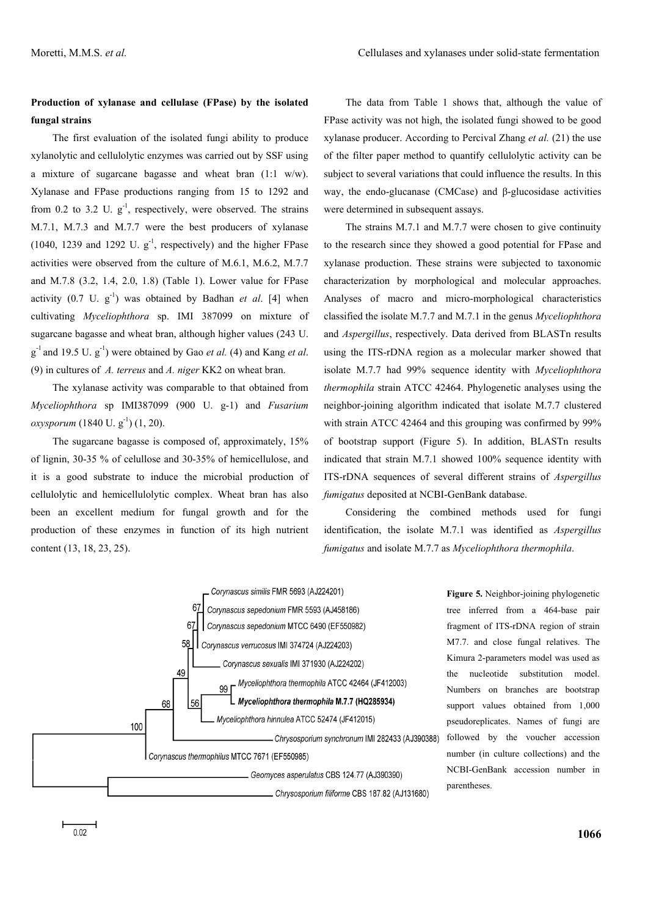**Production of xylanase and cellulase (FPase) by the isolated fungal strains**

The first evaluation of the isolated fungi ability to produce xylanolytic and cellulolytic enzymes was carried out by SSF using a mixture of sugarcane bagasse and wheat bran (1:1 w/w). Xylanase and FPase productions ranging from 15 to 1292 and from 0.2 to 3.2 U. $g^{-1}$, respectively, were observed. The strains M.7.1, M.7.3 and M.7.7 were the best producers of xylanase (1040, 1239 and 1292 U. $g^{-1}$, respectively) and the higher FPase activities were observed from the culture of M.6.1, M.6.2, M.7.7 and M.7.8 (3.2, 1.4, 2.0, 1.8) (Table 1). Lower value for FPase activity (0.7 U. $g^{-1}$) was obtained by Badhan *et al*. [4] when cultivating *Myceliophthora* sp. IMI 387099 on mixture of sugarcane bagasse and wheat bran, although higher values (243 U. $g^{-1}$ and 19.5 U. $g^{-1}$) were obtained by Gao *et al.* (4) and Kang *et al*. (9) in cultures of *A. terreus* and *A. niger* KK2 on wheat bran.

The xylanase activity was comparable to that obtained from *Myceliophthora* sp IMI387099 (900 U. g-1) and *Fusarium oxysporum* (1840 U. $g^{-1}$) (1, 20).

The sugarcane bagasse is composed of, approximately, 15% of lignin, 30-35 % of cellulose and 30-35% of hemicellulose, and it is a good substrate to induce the microbial production of cellulolytic and hemicellulolytic complex. Wheat bran has also been an excellent medium for fungal growth and for the production of these enzymes in function of its high nutrient content (13, 18, 23, 25).

The data from Table 1 shows that, although the value of FPase activity was not high, the isolated fungi showed to be good xylanase producer. According to Percival Zhang *et al.* (21) the use of the filter paper method to quantify cellulolytic activity can be subject to several variations that could influence the results. In this way, the endo-glucanase (CMCase) and β-glucosidase activities were determined in subsequent assays.

The strains M.7.1 and M.7.7 were chosen to give continuity to the research since they showed a good potential for FPase and xylanase production. These strains were subjected to taxonomic characterization by morphological and molecular approaches. Analyses of macro and micro-morphological characteristics classified the isolate M.7.7 and M.7.1 in the genus *Myceliophthora* and *Aspergillus*, respectively. Data derived from BLASTn results using the ITS-rDNA region as a molecular marker showed that isolate M.7.7 had 99% sequence identity with *Myceliophthora thermophila* strain ATCC 42464. Phylogenetic analyses using the neighbor-joining algorithm indicated that isolate M.7.7 clustered with strain ATCC 42464 and this grouping was confirmed by 99% of bootstrap support (Figure 5). In addition, BLASTn results indicated that strain M.7.1 showed 100% sequence identity with ITS-rDNA sequences of several different strains of *Aspergillus fumigatus* deposited at NCBI-GenBank database.

Considering the combined methods used for fungi identification, the isolate M.7.1 was identified as *Aspergillus fumigatus* and isolate M.7.7 as *Myceliophthora thermophila*.

**Figure 5.** Neighbor-joining phylogenetic tree inferred from a 464-base pair fragment of ITS-rDNA region of strain M7.7. and close fungal relatives. The Kimura 2-parameters model was used as the nucleotide substitution model. Numbers on branches are bootstrap support values obtained from 1,000 pseudoreplicates. Names of fungi are followed by the voucher accession number (in culture collections) and the NCBI-GenBank accession number in parentheses.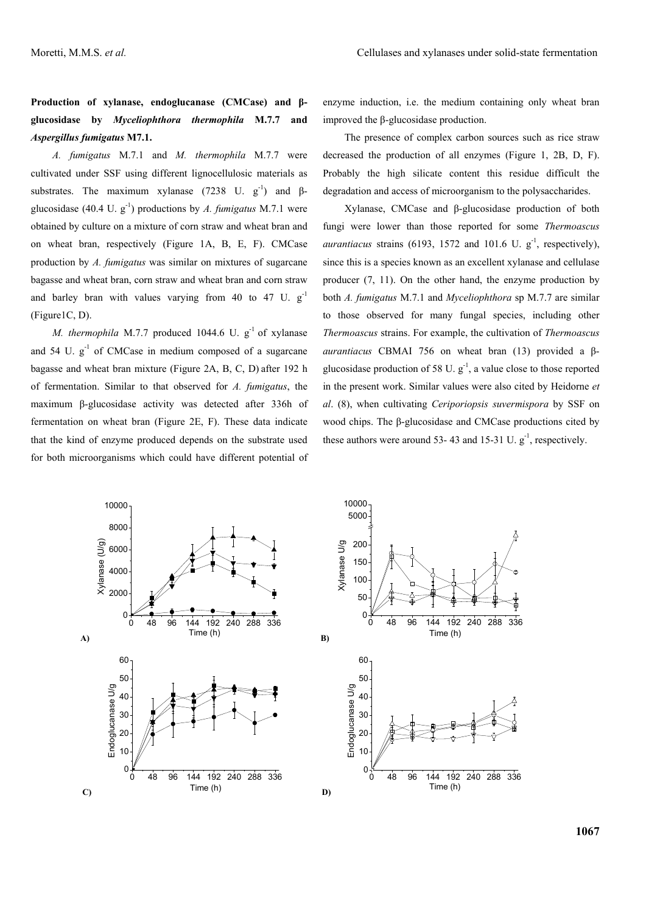**Production of xylanase, endoglucanase (CMCase) and β-glucosidase by *Myceliophthora thermophila* M.7.7 and *Aspergillus fumigatus* M7.1.**

*A. fumigatus* M.7.1 and *M. thermophila* M.7.7 were cultivated under SSF using different lignocellulosic materials as substrates. The maximum xylanase (7238 U. $g^{-1}$) and β-glucosidase (40.4 U. $g^{-1}$) productions by *A. fumigatus* M.7.1 were obtained by culture on a mixture of corn straw and wheat bran and on wheat bran, respectively (Figure 1A, B, E, F). CMCase production by *A. fumigatus* was similar on mixtures of sugarcane bagasse and wheat bran, corn straw and wheat bran and corn straw and barley bran with values varying from 40 to 47 U. $g^{-1}$ (Figure1C, D).

*M. thermophila* M.7.7 produced 1044.6 U. $g^{-1}$ of xylanase and 54 U. $g^{-1}$ of CMCase in medium composed of a sugarcane bagasse and wheat bran mixture (Figure 2A, B, C, D) after 192 h of fermentation. Similar to that observed for *A. fumigatus*, the maximum β-glucosidase activity was detected after 336h of fermentation on wheat bran (Figure 2E, F). These data indicate that the kind of enzyme produced depends on the substrate used for both microorganisms which could have different potential of enzyme induction, i.e. the medium containing only wheat bran improved the β-glucosidase production.

The presence of complex carbon sources such as rice straw decreased the production of all enzymes (Figure 1, 2B, D, F). Probably the high silicate content this residue difficult the degradation and access of microorganism to the polysaccharides.

Xylanase, CMCase and β-glucosidase production of both fungi were lower than those reported for some *Thermoascus aurantiacus* strains (6193, 1572 and 101.6 U. $g^{-1}$, respectively), since this is a species known as an excellent xylanase and cellulase producer (7, 11). On the other hand, the enzyme production by both *A. fumigatus* M.7.1 and *Myceliophthora* sp M.7.7 are similar to those observed for many fungal species, including other *Thermoascus* strains. For example, the cultivation of *Thermoascus aurantiacus* CBMAI 756 on wheat bran (13) provided a β-glucosidase production of 58 U. $g^{-1}$, a value close to those reported in the present work. Similar values were also cited by Heidorne *et al*. (8), when cultivating *Ceriporiopsis suvermispora* by SSF on wood chips. The β-glucosidase and CMCase productions cited by these authors were around 53- 43 and 15-31 U. $g^{-1}$, respectively.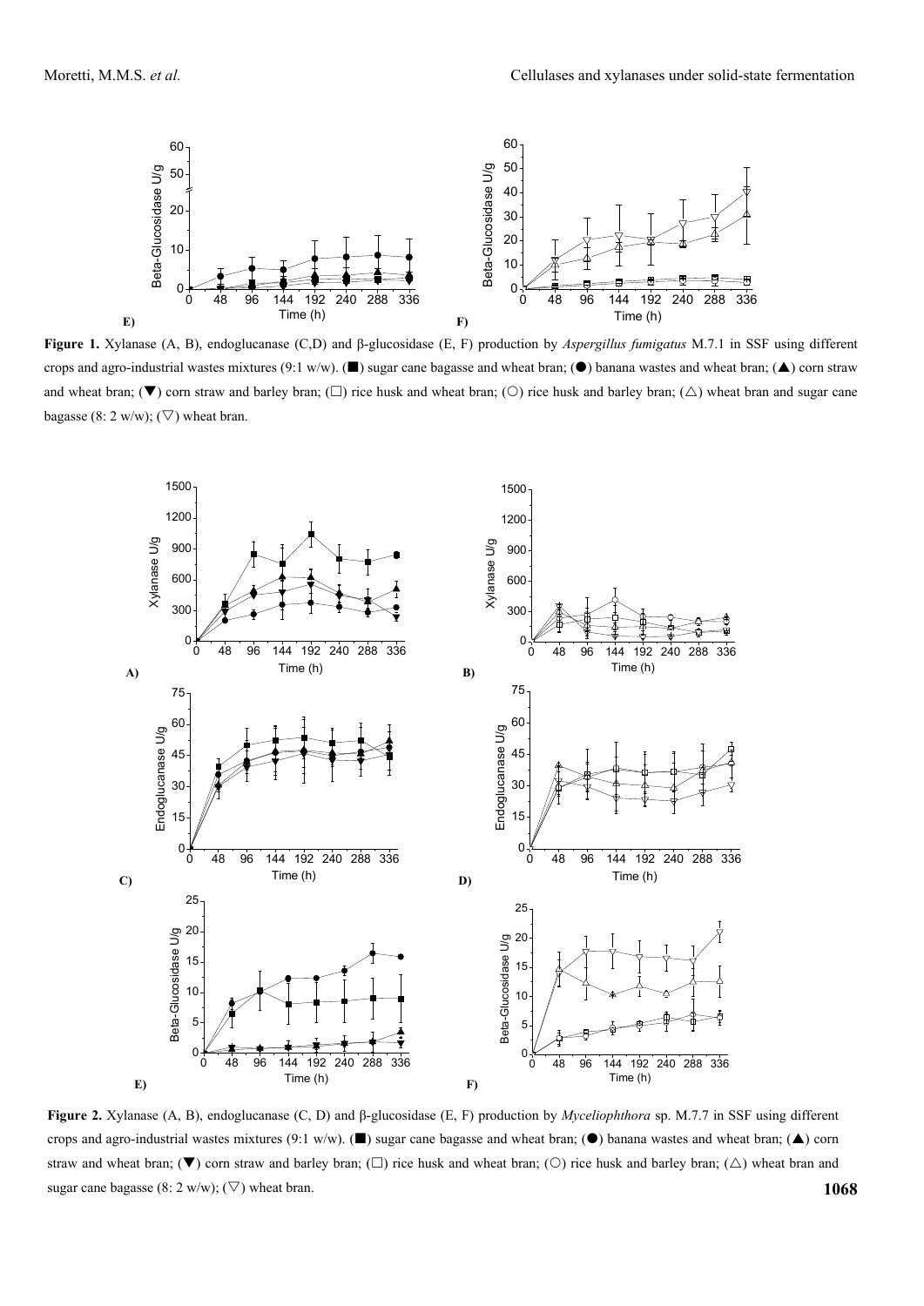**Figure 1.** Xylanase (A, B), endoglucanase (C,D) and β-glucosidase (E, F) production by *Aspergillus fumigatus* M.7.1 in SSF using different crops and agro-industrial wastes mixtures (9:1 w/w). (■) sugar cane bagasse and wheat bran; (●) banana wastes and wheat bran; (▲) corn straw and wheat bran; (▼) corn straw and barley bran; (□) rice husk and wheat bran; (○) rice husk and barley bran; (△) wheat bran and sugar cane bagasse (8: 2 w/w); (▽) wheat bran.

**Figure 2.** Xylanase (A, B), endoglucanase (C, D) and β-glucosidase (E, F) production by *Myceliophthora* sp. M.7.7 in SSF using different crops and agro-industrial wastes mixtures (9:1 w/w). (■) sugar cane bagasse and wheat bran; (●) banana wastes and wheat bran; (▲) corn straw and wheat bran; (▼) corn straw and barley bran; (□) rice husk and wheat bran; (○) rice husk and barley bran; (△) wheat bran and sugar cane bagasse (8: 2 w/w); (▽) wheat bran.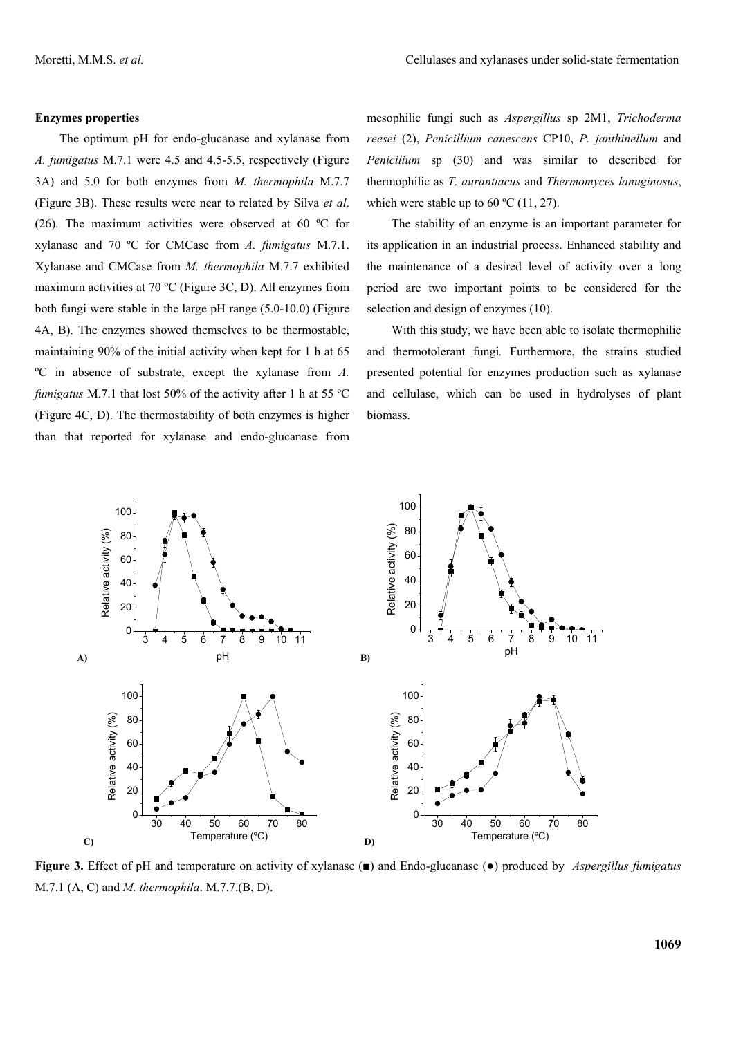### Enzymes properties

The optimum pH for endo-glucanase and xylanase from *A. fumigatus* M.7.1 were 4.5 and 4.5-5.5, respectively (Figure 3A) and 5.0 for both enzymes from *M. thermophila* M.7.7 (Figure 3B). These results were near to related by Silva *et al*. (26). The maximum activities were observed at 60 ºC for xylanase and 70 ºC for CMCase from *A. fumigatus* M.7.1. Xylanase and CMCase from *M. thermophila* M.7.7 exhibited maximum activities at 70 ºC (Figure 3C, D). All enzymes from both fungi were stable in the large pH range (5.0-10.0) (Figure 4A, B). The enzymes showed themselves to be thermostable, maintaining 90% of the initial activity when kept for 1 h at 65 ºC in absence of substrate, except the xylanase from *A. fumigatus* M.7.1 that lost 50% of the activity after 1 h at 55 ºC (Figure 4C, D). The thermostability of both enzymes is higher than that reported for xylanase and endo-glucanase from mesophilic fungi such as *Aspergillus* sp 2M1, *Trichoderma reesei* (2), *Penicillium canescens* CP10, *P. janthinellum* and *Penicilium* sp (30) and was similar to described for thermophilic as *T. aurantiacus* and *Thermomyces lanuginosus*, which were stable up to 60 ºC (11, 27).

The stability of an enzyme is an important parameter for its application in an industrial process. Enhanced stability and the maintenance of a desired level of activity over a long period are two important points to be considered for the selection and design of enzymes (10).

With this study, we have been able to isolate thermophilic and thermotolerant fungi. Furthermore, the strains studied presented potential for enzymes production such as xylanase and cellulase, which can be used in hydrolyses of plant biomass.

**Figure 3.** Effect of pH and temperature on activity of xylanase (■) and Endo-glucanase (●) produced by *Aspergillus fumigatus* M.7.1 (A, C) and *M. thermophila*. M.7.7.(B, D).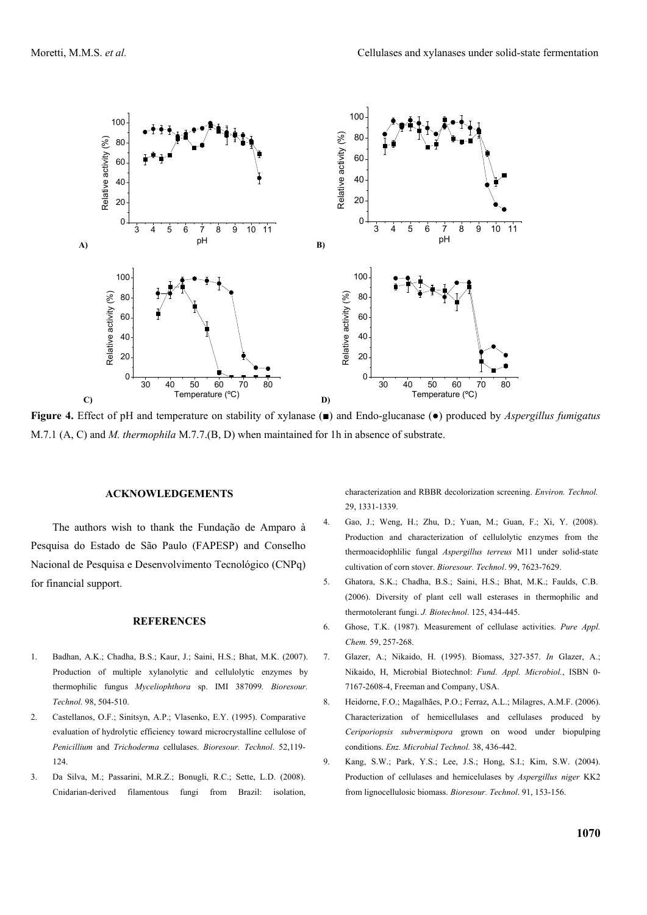**Figure 4.** Effect of pH and temperature on stability of xylanase (■) and Endo-glucanase (●) produced by *Aspergillus fumigatus* M.7.1 (A, C) and *M. thermophila* M.7.7.(B, D) when maintained for 1h in absence of substrate.

## ACKNOWLEDGEMENTS

The authors wish to thank the Fundação de Amparo à Pesquisa do Estado de São Paulo (FAPESP) and Conselho Nacional de Pesquisa e Desenvolvimento Tecnológico (CNPq) for financial support.

## REFERENCES

1. Badhan, A.K.; Chadha, B.S.; Kaur, J.; Saini, H.S.; Bhat, M.K. (2007). Production of multiple xylanolytic and cellulolytic enzymes by thermophilic fungus *Myceliophthora* sp. IMI 387099. *Bioresour. Technol.* 98, 504-510.
2. Castellanos, O.F.; Sinitsyn, A.P.; Vlasenko, E.Y. (1995). Comparative evaluation of hydrolytic efficiency toward microcrystalline cellulose of *Penicillium* and *Trichoderma* cellulases. *Bioresour. Technol*. 52,119-124.
3. Da Silva, M.; Passarini, M.R.Z.; Bonugli, R.C.; Sette, L.D. (2008). Cnidarian-derived filamentous fungi from Brazil: isolation, characterization and RBBR decolorization screening. *Environ. Technol.* 29, 1331-1339.
4. Gao, J.; Weng, H.; Zhu, D.; Yuan, M.; Guan, F.; Xi, Y. (2008). Production and characterization of cellulolytic enzymes from the thermoacidophlilic fungal *Aspergillus terreus* M11 under solid-state cultivation of corn stover. *Bioresour. Technol*. 99, 7623-7629.
5. Ghatora, S.K.; Chadha, B.S.; Saini, H.S.; Bhat, M.K.; Faulds, C.B. (2006). Diversity of plant cell wall esterases in thermophilic and thermotolerant fungi. *J. Biotechnol*. 125, 434-445.
6. Ghose, T.K. (1987). Measurement of cellulase activities. *Pure Appl. Chem.* 59, 257-268.
7. Glazer, A.; Nikaido, H. (1995). Biomass, 327-357. *In* Glazer, A.; Nikaido, H, Microbial Biotechnol: *Fund. Appl. Microbiol.*, ISBN 0-7167-2608-4, Freeman and Company, USA.
8. Heidorne, F.O.; Magalhães, P.O.; Ferraz, A.L.; Milagres, A.M.F. (2006). Characterization of hemicellulases and cellulases produced by *Ceriporiopsis subvermispora* grown on wood under biopulping conditions. *Enz. Microbial Technol.* 38, 436-442.
9. Kang, S.W.; Park, Y.S.; Lee, J.S.; Hong, S.I.; Kim, S.W. (2004). Production of cellulases and hemicelulases by *Aspergillus niger* KK2 from lignocellulosic biomass. *Bioresour. Technol*. 91, 153-156.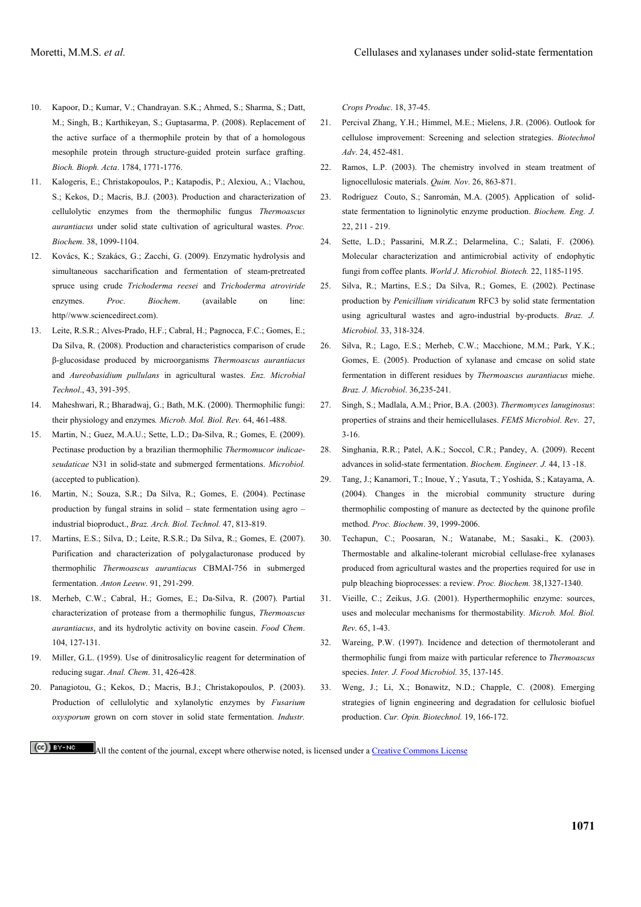10. Kapoor, D.; Kumar, V.; Chandrayan. S.K.; Ahmed, S.; Sharma, S.; Datt, M.; Singh, B.; Karthikeyan, S.; Guptasarma, P. (2008). Replacement of the active surface of a thermophile protein by that of a homologous mesophile protein through structure-guided protein surface grafting. *Bioch. Bioph. Acta*. 1784, 1771-1776.
11. Kalogeris, E.; Christakopoulos, P.; Katapodis, P.; Alexiou, A.; Vlachou, S.; Kekos, D.; Macris, B.J. (2003). Production and characterization of cellulolytic enzymes from the thermophilic fungus *Thermoascus aurantiacus* under solid state cultivation of agricultural wastes. *Proc. Biochem.* 38, 1099-1104.
12. Kovács, K.; Szakács, G.; Zacchi, G. (2009). Enzymatic hydrolysis and simultaneous saccharification and fermentation of steam-pretreated spruce using crude *Trichoderma reesei* and *Trichoderma atroviride* enzymes. *Proc. Biochem*. (available on line: http//www.sciencedirect.com).
13. Leite, R.S.R.; Alves-Prado, H.F.; Cabral, H.; Pagnocca, F.C.; Gomes, E.; Da Silva, R. (2008). Production and characteristics comparison of crude β-glucosidase produced by microorganisms *Thermoascus aurantiacus* and *Aureobasidium pullulans* in agricultural wastes. *Enz. Microbial Technol*., 43, 391-395.
14. Maheshwari, R.; Bharadwaj, G.; Bath, M.K. (2000). Thermophilic fungi: their physiology and enzymes*. Microb. Mol. Biol. Rev.* 64, 461-488.
15. Martin, N.; Guez, M.A.U.; Sette, L.D.; Da-Silva, R.; Gomes, E. (2009). Pectinase production by a brazilian thermophilic *Thermomucor indicae-seudaticae* N31 in solid-state and submerged fermentations. *Microbiol.* (accepted to publication).
16. Martin, N.; Souza, S.R.; Da Silva, R.; Gomes, E. (2004). Pectinase production by fungal strains in solid – state fermentation using agro – industrial bioproduct., *Braz. Arch. Biol. Technol.* 47, 813-819.
17. Martins, E.S.; Silva, D.; Leite, R.S.R.; Da Silva, R.; Gomes, E. (2007). Purification and characterization of polygalacturonase produced by thermophilic *Thermoascus aurantiacus* CBMAI-756 in submerged fermentation. *Anton Leeuw*. 91, 291-299.
18. Merheb, C.W.; Cabral, H.; Gomes, E.; Da-Silva, R. (2007). Partial characterization of protease from a thermophilic fungus, *Thermoascus aurantiacus*, and its hydrolytic activity on bovine casein. *Food Chem*. 104, 127-131.
19. Miller, G.L. (1959). Use of dinitrosalicylic reagent for determination of reducing sugar. *Anal. Chem*. 31, 426-428.
20. Panagiotou, G.; Kekos, D.; Macris, B.J.; Christakopoulos, P. (2003). Production of cellulolytic and xylanolytic enzymes by *Fusarium oxysporum* grown on corn stover in solid state fermentation. *Industr. Crops Produc*. 18, 37-45.
21. Percival Zhang, Y.H.; Himmel, M.E.; Mielens, J.R. (2006). Outlook for cellulose improvement: Screening and selection strategies. *Biotechnol Adv*. 24, 452-481.
22. Ramos, L.P. (2003). The chemistry involved in steam treatment of lignocellulosic materials. *Quim. Nov*. 26, 863-871.
23. Rodríguez Couto, S.; Sanromán, M.A. (2005). Application of solid-state fermentation to ligninolytic enzyme production. *Biochem. Eng. J.* 22, 211 - 219.
24. Sette, L.D.; Passarini, M.R.Z.; Delarmelina, C.; Salati, F. (2006). Molecular characterization and antimicrobial activity of endophytic fungi from coffee plants. *World J. Microbiol. Biotech.* 22, 1185-1195.
25. Silva, R.; Martins, E.S.; Da Silva, R.; Gomes, E. (2002). Pectinase production by *Penicillium viridicatum* RFC3 by solid state fermentation using agricultural wastes and agro-industrial by-products. *Braz. J. Microbiol.* 33, 318-324.
26. Silva, R.; Lago, E.S.; Merheb, C.W.; Macchione, M.M.; Park, Y.K.; Gomes, E. (2005). Production of xylanase and cmcase on solid state fermentation in different residues by *Thermoascus aurantiacus* miehe. *Braz. J. Microbiol*. 36,235-241.
27. Singh, S.; Madlala, A.M.; Prior, B.A. (2003). *Thermomyces lanuginosus*: properties of strains and their hemicellulases. *FEMS Microbiol. Rev*. 27, 3-16.
28. Singhania, R.R.; Patel, A.K.; Soccol, C.R.; Pandey, A. (2009). Recent advances in solid-state fermentation. *Biochem. Engineer. J.* 44, 13 -18.
29. Tang, J.; Kanamori, T.; Inoue, Y.; Yasuta, T.; Yoshida, S.; Katayama, A. (2004). Changes in the microbial community structure during thermophilic composting of manure as dectected by the quinone profile method. *Proc. Biochem*. 39, 1999-2006.
30. Techapun, C.; Poosaran, N.; Watanabe, M.; Sasaki., K. (2003). Thermostable and alkaline-tolerant microbial cellulase-free xylanases produced from agricultural wastes and the properties required for use in pulp bleaching bioprocesses: a review. *Proc. Biochem.* 38,1327-1340.
31. Vieille, C.; Zeikus, J.G. (2001). Hyperthermophilic enzyme: sources, uses and molecular mechanisms for thermostability. *Microb. Mol. Biol. Rev*. 65, 1-43.
32. Wareing, P.W. (1997). Incidence and detection of thermotolerant and thermophilic fungi from maize with particular reference to *Thermoascus* species. *Inter. J. Food Microbiol.* 35, 137-145.
33. Weng, J.; Li, X.; Bonawitz, N.D.; Chapple, C. (2008). Emerging strategies of lignin engineering and degradation for cellulosic biofuel production. *Cur. Opin. Biotechnol.* 19, 166-172.

All the content of the journal, except where otherwise noted, is licensed under a Creative Commons License